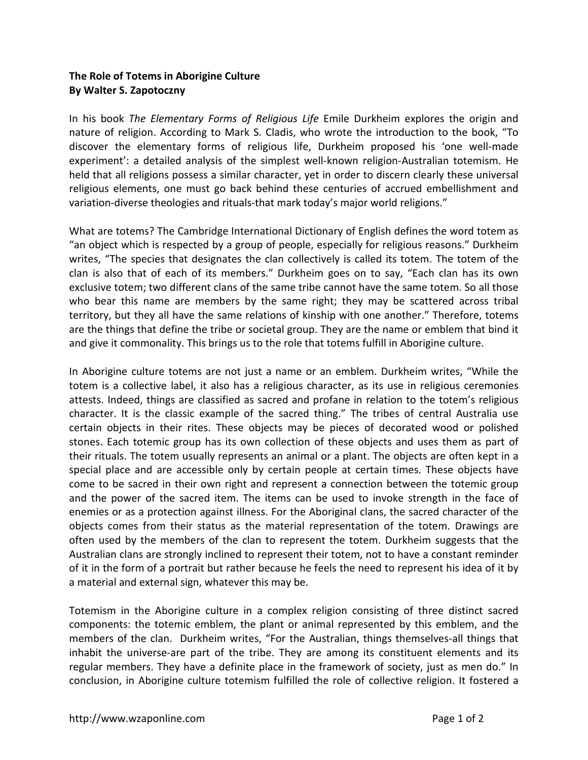**The Role of Totems in Aborigine Culture**
**By Walter S. Zapotoczny**

In his book *The Elementary Forms of Religious Life* Emile Durkheim explores the origin and nature of religion. According to Mark S. Cladis, who wrote the introduction to the book, "To discover the elementary forms of religious life, Durkheim proposed his 'one well-made experiment': a detailed analysis of the simplest well-known religion-Australian totemism. He held that all religions possess a similar character, yet in order to discern clearly these universal religious elements, one must go back behind these centuries of accrued embellishment and variation-diverse theologies and rituals-that mark today's major world religions."

What are totems? The Cambridge International Dictionary of English defines the word totem as "an object which is respected by a group of people, especially for religious reasons." Durkheim writes, "The species that designates the clan collectively is called its totem. The totem of the clan is also that of each of its members." Durkheim goes on to say, "Each clan has its own exclusive totem; two different clans of the same tribe cannot have the same totem. So all those who bear this name are members by the same right; they may be scattered across tribal territory, but they all have the same relations of kinship with one another." Therefore, totems are the things that define the tribe or societal group. They are the name or emblem that bind it and give it commonality. This brings us to the role that totems fulfill in Aborigine culture.

In Aborigine culture totems are not just a name or an emblem. Durkheim writes, "While the totem is a collective label, it also has a religious character, as its use in religious ceremonies attests. Indeed, things are classified as sacred and profane in relation to the totem's religious character. It is the classic example of the sacred thing." The tribes of central Australia use certain objects in their rites. These objects may be pieces of decorated wood or polished stones. Each totemic group has its own collection of these objects and uses them as part of their rituals. The totem usually represents an animal or a plant. The objects are often kept in a special place and are accessible only by certain people at certain times. These objects have come to be sacred in their own right and represent a connection between the totemic group and the power of the sacred item. The items can be used to invoke strength in the face of enemies or as a protection against illness. For the Aboriginal clans, the sacred character of the objects comes from their status as the material representation of the totem. Drawings are often used by the members of the clan to represent the totem. Durkheim suggests that the Australian clans are strongly inclined to represent their totem, not to have a constant reminder of it in the form of a portrait but rather because he feels the need to represent his idea of it by a material and external sign, whatever this may be.

Totemism in the Aborigine culture in a complex religion consisting of three distinct sacred components: the totemic emblem, the plant or animal represented by this emblem, and the members of the clan. Durkheim writes, "For the Australian, things themselves-all things that inhabit the universe-are part of the tribe. They are among its constituent elements and its regular members. They have a definite place in the framework of society, just as men do." In conclusion, in Aborigine culture totemism fulfilled the role of collective religion. It fostered a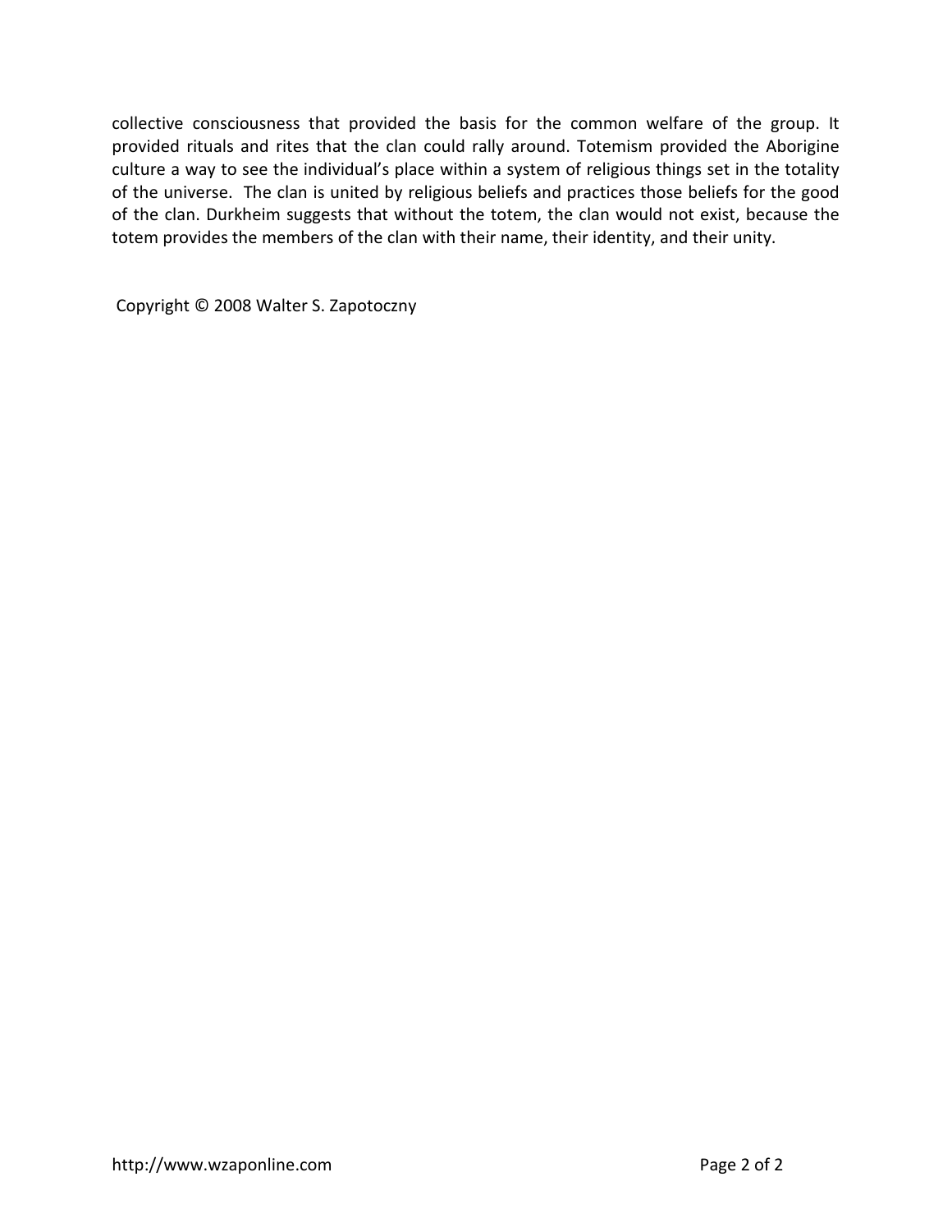collective consciousness that provided the basis for the common welfare of the group. It provided rituals and rites that the clan could rally around. Totemism provided the Aborigine culture a way to see the individual's place within a system of religious things set in the totality of the universe. The clan is united by religious beliefs and practices those beliefs for the good of the clan. Durkheim suggests that without the totem, the clan would not exist, because the totem provides the members of the clan with their name, their identity, and their unity.

Copyright © 2008 Walter S. Zapotoczny